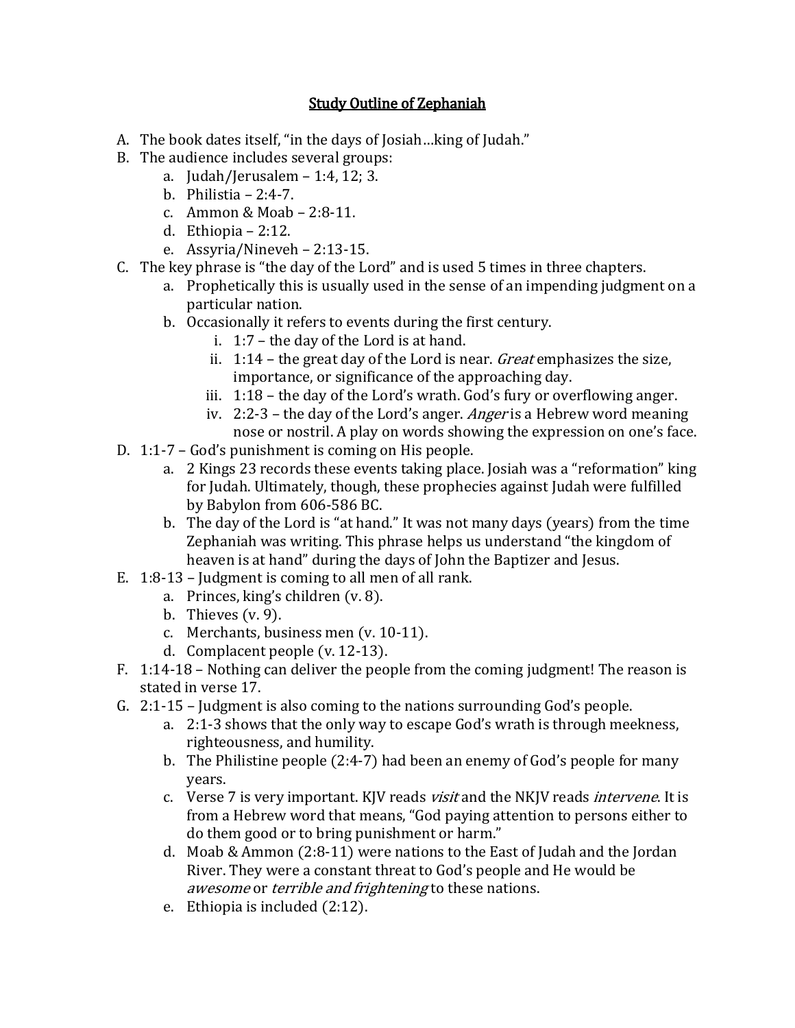# Study Outline of Zephaniah

A. The book dates itself, "in the days of Josiah…king of Judah."

B. The audience includes several groups:
   a. Judah/Jerusalem – 1:4, 12; 3.
   b. Philistia – 2:4-7.
   c. Ammon & Moab – 2:8-11.
   d. Ethiopia – 2:12.
   e. Assyria/Nineveh – 2:13-15.

C. The key phrase is "the day of the Lord" and is used 5 times in three chapters.
   a. Prophetically this is usually used in the sense of an impending judgment on a particular nation.
   b. Occasionally it refers to events during the first century.
      i. 1:7 – the day of the Lord is at hand.
      ii. 1:14 – the great day of the Lord is near. *Great* emphasizes the size, importance, or significance of the approaching day.
      iii. 1:18 – the day of the Lord's wrath. God's fury or overflowing anger.
      iv. 2:2-3 – the day of the Lord's anger. *Anger* is a Hebrew word meaning nose or nostril. A play on words showing the expression on one's face.

D. 1:1-7 – God's punishment is coming on His people.
   a. 2 Kings 23 records these events taking place. Josiah was a "reformation" king for Judah. Ultimately, though, these prophecies against Judah were fulfilled by Babylon from 606-586 BC.
   b. The day of the Lord is "at hand." It was not many days (years) from the time Zephaniah was writing. This phrase helps us understand "the kingdom of heaven is at hand" during the days of John the Baptizer and Jesus.

E. 1:8-13 – Judgment is coming to all men of all rank.
   a. Princes, king's children (v. 8).
   b. Thieves (v. 9).
   c. Merchants, business men (v. 10-11).
   d. Complacent people (v. 12-13).

F. 1:14-18 – Nothing can deliver the people from the coming judgment! The reason is stated in verse 17.

G. 2:1-15 – Judgment is also coming to the nations surrounding God's people.
   a. 2:1-3 shows that the only way to escape God's wrath is through meekness, righteousness, and humility.
   b. The Philistine people (2:4-7) had been an enemy of God's people for many years.
   c. Verse 7 is very important. KJV reads *visit* and the NKJV reads *intervene*. It is from a Hebrew word that means, "God paying attention to persons either to do them good or to bring punishment or harm."
   d. Moab & Ammon (2:8-11) were nations to the East of Judah and the Jordan River. They were a constant threat to God's people and He would be *awesome* or *terrible and frightening* to these nations.
   e. Ethiopia is included (2:12).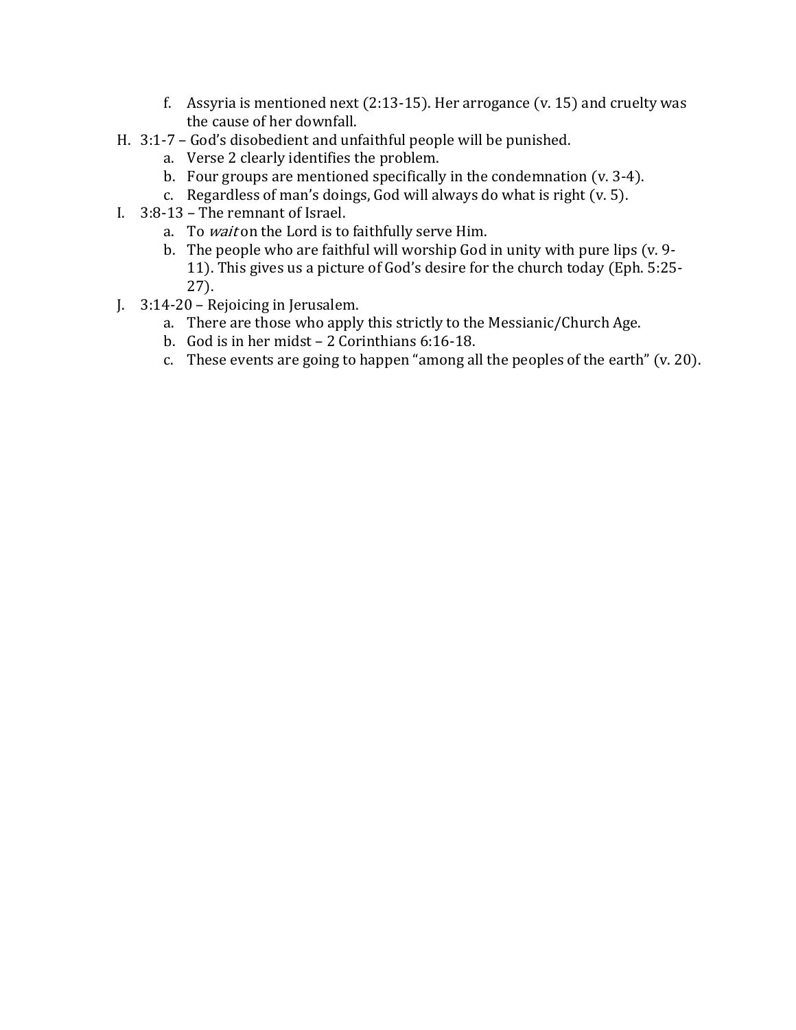f. Assyria is mentioned next (2:13-15). Her arrogance (v. 15) and cruelty was the cause of her downfall.

H. 3:1-7 – God's disobedient and unfaithful people will be punished.
   a. Verse 2 clearly identifies the problem.
   b. Four groups are mentioned specifically in the condemnation (v. 3-4).
   c. Regardless of man's doings, God will always do what is right (v. 5).

I. 3:8-13 – The remnant of Israel.
   a. To *wait* on the Lord is to faithfully serve Him.
   b. The people who are faithful will worship God in unity with pure lips (v. 9-11). This gives us a picture of God's desire for the church today (Eph. 5:25-27).

J. 3:14-20 – Rejoicing in Jerusalem.
   a. There are those who apply this strictly to the Messianic/Church Age.
   b. God is in her midst – 2 Corinthians 6:16-18.
   c. These events are going to happen "among all the peoples of the earth" (v. 20).